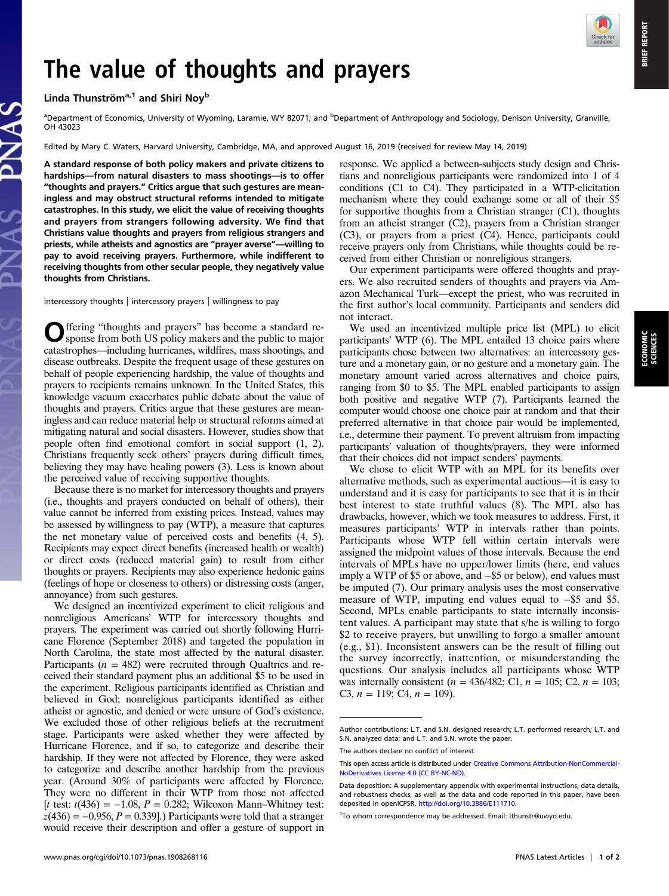# The value of thoughts and prayers

Linda Thunström[a,1] and Shiri Noy[b]

[a]Department of Economics, University of Wyoming, Laramie, WY 82071; and [b]Department of Anthropology and Sociology, Denison University, Granville, OH 43023

Edited by Mary C. Waters, Harvard University, Cambridge, MA, and approved August 16, 2019 (received for review May 14, 2019)

**A standard response of both policy makers and private citizens to hardships—from natural disasters to mass shootings—is to offer "thoughts and prayers." Critics argue that such gestures are meaningless and may obstruct structural reforms intended to mitigate catastrophes. In this study, we elicit the value of receiving thoughts and prayers from strangers following adversity. We find that Christians value thoughts and prayers from religious strangers and priests, while atheists and agnostics are "prayer averse"—willing to pay to avoid receiving prayers. Furthermore, while indifferent to receiving thoughts from other secular people, they negatively value thoughts from Christians.**

intercessory thoughts | intercessory prayers | willingness to pay

Offering "thoughts and prayers" has become a standard response from both US policy makers and the public to major catastrophes—including hurricanes, wildfires, mass shootings, and disease outbreaks. Despite the frequent usage of these gestures on behalf of people experiencing hardship, the value of thoughts and prayers to recipients remains unknown. In the United States, this knowledge vacuum exacerbates public debate about the value of thoughts and prayers. Critics argue that these gestures are meaningless and can reduce material help or structural reforms aimed at mitigating natural and social disasters. However, studies show that people often find emotional comfort in social support (1, 2). Christians frequently seek others' prayers during difficult times, believing they may have healing powers (3). Less is known about the perceived value of receiving supportive thoughts.

Because there is no market for intercessory thoughts and prayers (i.e., thoughts and prayers conducted on behalf of others), their value cannot be inferred from existing prices. Instead, values may be assessed by willingness to pay (WTP), a measure that captures the net monetary value of perceived costs and benefits (4, 5). Recipients may expect direct benefits (increased health or wealth) or direct costs (reduced material gain) to result from either thoughts or prayers. Recipients may also experience hedonic gains (feelings of hope or closeness to others) or distressing costs (anger, annoyance) from such gestures.

We designed an incentivized experiment to elicit religious and nonreligious Americans' WTP for intercessory thoughts and prayers. The experiment was carried out shortly following Hurricane Florence (September 2018) and targeted the population in North Carolina, the state most affected by the natural disaster. Participants ($n$ = 482) were recruited through Qualtrics and received their standard payment plus an additional $5 to be used in the experiment. Religious participants identified as Christian and believed in God; nonreligious participants identified as either atheist or agnostic, and denied or were unsure of God's existence. We excluded those of other religious beliefs at the recruitment stage. Participants were asked whether they were affected by Hurricane Florence, and if so, to categorize and describe their hardship. If they were not affected by Florence, they were asked to categorize and describe another hardship from the previous year. (Around 30% of participants were affected by Florence. They were no different in their WTP from those not affected [$t$ test: $t(436) = -1.08$, $P = 0.282$; Wilcoxon Mann–Whitney test: $z(436) = -0.956$, $P = 0.339$].) Participants were told that a stranger would receive their description and offer a gesture of support in response. We applied a between-subjects study design and Christians and nonreligious participants were randomized into 1 of 4 conditions (C1 to C4). They participated in a WTP-elicitation mechanism where they could exchange some or all of their $5 for supportive thoughts from a Christian stranger (C1), thoughts from an atheist stranger (C2), prayers from a Christian stranger (C3), or prayers from a priest (C4). Hence, participants could receive prayers only from Christians, while thoughts could be received from either Christian or nonreligious strangers.

Our experiment participants were offered thoughts and prayers. We also recruited senders of thoughts and prayers via Amazon Mechanical Turk—except the priest, who was recruited in the first author's local community. Participants and senders did not interact.

We used an incentivized multiple price list (MPL) to elicit participants' WTP (6). The MPL entailed 13 choice pairs where participants chose between two alternatives: an intercessory gesture and a monetary gain, or no gesture and a monetary gain. The monetary amount varied across alternatives and choice pairs, ranging from $0 to $5. The MPL enabled participants to assign both positive and negative WTP (7). Participants learned the computer would choose one choice pair at random and that their preferred alternative in that choice pair would be implemented, i.e., determine their payment. To prevent altruism from impacting participants' valuation of thoughts/prayers, they were informed that their choices did not impact senders' payments.

We chose to elicit WTP with an MPL for its benefits over alternative methods, such as experimental auctions—it is easy to understand and it is easy for participants to see that it is in their best interest to state truthful values (8). The MPL also has drawbacks, however, which we took measures to address. First, it measures participants' WTP in intervals rather than points. Participants whose WTP fell within certain intervals were assigned the midpoint values of those intervals. Because the end intervals of MPLs have no upper/lower limits (here, end values imply a WTP of $5 or above, and −$5 or below), end values must be imputed (7). Our primary analysis uses the most conservative measure of WTP, imputing end values equal to −$5 and $5. Second, MPLs enable participants to state internally inconsistent values. A participant may state that s/he is willing to forgo $2 to receive prayers, but unwilling to forgo a smaller amount (e.g., $1). Inconsistent answers can be the result of filling out the survey incorrectly, inattention, or misunderstanding the questions. Our analysis includes all participants whose WTP was internally consistent ($n$ = 436/482; C1, $n$ = 105; C2, $n$ = 103; C3, $n$ = 119; C4, $n$ = 109).

---

Author contributions: L.T. and S.N. designed research; L.T. performed research; L.T. and S.N. analyzed data; and L.T. and S.N. wrote the paper.

The authors declare no conflict of interest.

This open access article is distributed under Creative Commons Attribution-NonCommercial-NoDerivatives License 4.0 (CC BY-NC-ND).

Data deposition: A supplementary appendix with experimental instructions, data details, and robustness checks, as well as the data and code reported in this paper, have been deposited in openICPSR, http://doi.org/10.3886/E111710.

[1]To whom correspondence may be addressed. Email: lthunstr@uwyo.edu.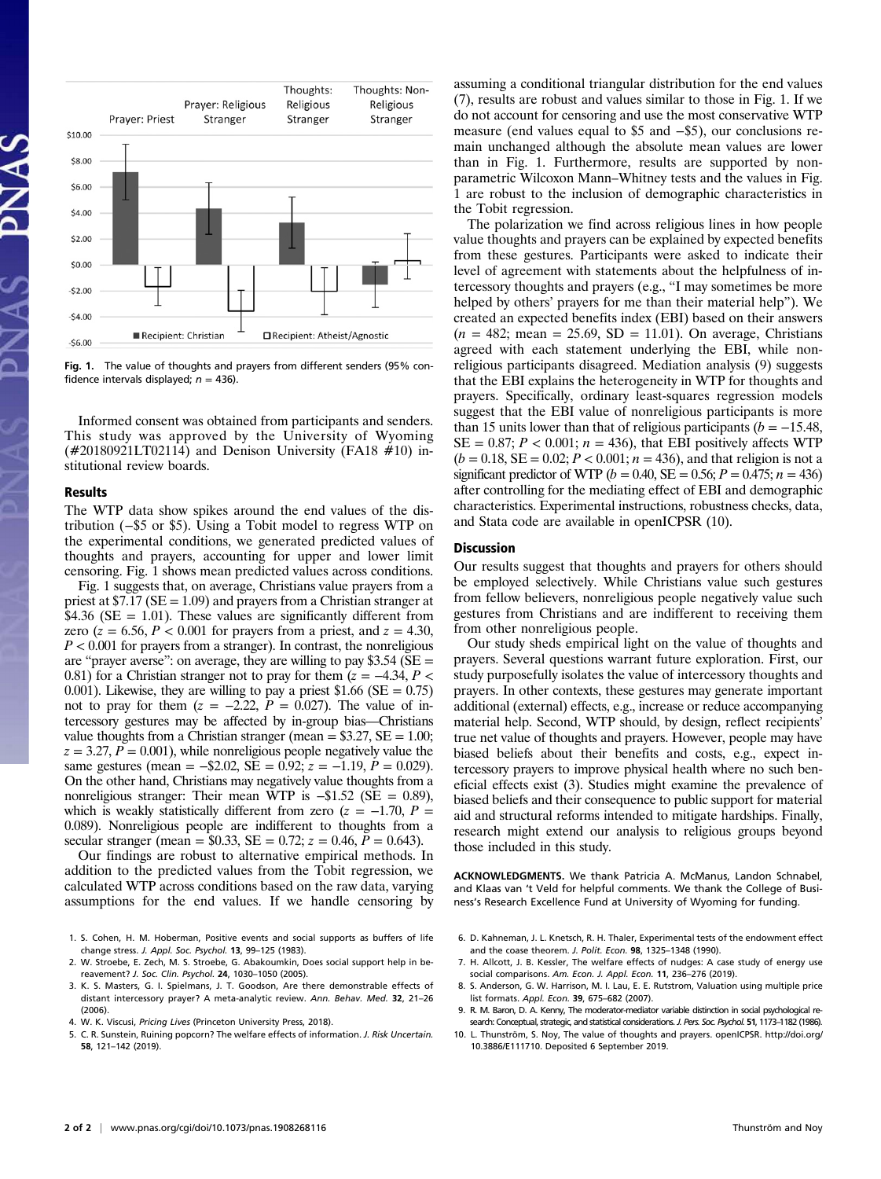Prayer: Priest

Prayer: Religious Stranger

Thoughts: Religious Stranger

Thoughts: Non-Religious Stranger

$10.00

$8.00

$6.00

$4.00

$2.00

$0.00

-$2.00

-$4.00

-$6.00

■ Recipient: Christian

□ Recipient: Atheist/Agnostic

**Fig. 1.** The value of thoughts and prayers from different senders (95% confidence intervals displayed; $n = 436$).

Informed consent was obtained from participants and senders. This study was approved by the University of Wyoming (#20180921LT02114) and Denison University (FA18 #10) institutional review boards.

## Results

The WTP data show spikes around the end values of the distribution (−\$5 or \$5). Using a Tobit model to regress WTP on the experimental conditions, we generated predicted values of thoughts and prayers, accounting for upper and lower limit censoring. Fig. 1 shows mean predicted values across conditions.

Fig. 1 suggests that, on average, Christians value prayers from a priest at \$7.17 (SE = 1.09) and prayers from a Christian stranger at \$4.36 (SE = 1.01). These values are significantly different from zero ($z = 6.56$, $P < 0.001$ for prayers from a priest, and $z = 4.30$, $P < 0.001$ for prayers from a stranger). In contrast, the nonreligious are "prayer averse": on average, they are willing to pay \$3.54 (SE = 0.81) for a Christian stranger not to pray for them ($z = -4.34$, $P < 0.001$). Likewise, they are willing to pay a priest \$1.66 (SE = 0.75) not to pray for them ($z = -2.22$, $P = 0.027$). The value of intercessory gestures may be affected by in-group bias—Christians value thoughts from a Christian stranger (mean = \$3.27, SE = 1.00; $z = 3.27$, $P = 0.001$), while nonreligious people negatively value the same gestures (mean = −\$2.02, SE = 0.92; $z = -1.19$, $P = 0.029$). On the other hand, Christians may negatively value thoughts from a nonreligious stranger: Their mean WTP is −\$1.52 (SE = 0.89), which is weakly statistically different from zero ($z = -1.70$, $P = 0.089$). Nonreligious people are indifferent to thoughts from a secular stranger (mean = \$0.33, SE = 0.72; $z = 0.46$, $P = 0.643$).

Our findings are robust to alternative empirical methods. In addition to the predicted values from the Tobit regression, we calculated WTP across conditions based on the raw data, varying assumptions for the end values. If we handle censoring by assuming a conditional triangular distribution for the end values (7), results are robust and values similar to those in Fig. 1. If we do not account for censoring and use the most conservative WTP measure (end values equal to \$5 and −\$5), our conclusions remain unchanged although the absolute mean values are lower than in Fig. 1. Furthermore, results are supported by nonparametric Wilcoxon Mann–Whitney tests and the values in Fig. 1 are robust to the inclusion of demographic characteristics in the Tobit regression.

The polarization we find across religious lines in how people value thoughts and prayers can be explained by expected benefits from these gestures. Participants were asked to indicate their level of agreement with statements about the helpfulness of intercessory thoughts and prayers (e.g., "I may sometimes be more helped by others' prayers for me than their material help"). We created an expected benefits index (EBI) based on their answers ($n = 482$; mean = 25.69, SD = 11.01). On average, Christians agreed with each statement underlying the EBI, while nonreligious participants disagreed. Mediation analysis (9) suggests that the EBI explains the heterogeneity in WTP for thoughts and prayers. Specifically, ordinary least-squares regression models suggest that the EBI value of nonreligious participants is more than 15 units lower than that of religious participants ($b = -15.48$, SE = 0.87; $P < 0.001$; $n = 436$), that EBI positively affects WTP ($b = 0.18$, SE = 0.02; $P < 0.001$; $n = 436$), and that religion is not a significant predictor of WTP ($b = 0.40$, SE = 0.56; $P = 0.475$; $n = 436$) after controlling for the mediating effect of EBI and demographic characteristics. Experimental instructions, robustness checks, data, and Stata code are available in openICPSR (10).

## Discussion

Our results suggest that thoughts and prayers for others should be employed selectively. While Christians value such gestures from fellow believers, nonreligious people negatively value such gestures from Christians and are indifferent to receiving them from other nonreligious people.

Our study sheds empirical light on the value of thoughts and prayers. Several questions warrant future exploration. First, our study purposefully isolates the value of intercessory thoughts and prayers. In other contexts, these gestures may generate important additional (external) effects, e.g., increase or reduce accompanying material help. Second, WTP should, by design, reflect recipients' true net value of thoughts and prayers. However, people may have biased beliefs about their benefits and costs, e.g., expect intercessory prayers to improve physical health where no such beneficial effects exist (3). Studies might examine the prevalence of biased beliefs and their consequence to public support for material aid and structural reforms intended to mitigate hardships. Finally, research might extend our analysis to religious groups beyond those included in this study.

**ACKNOWLEDGMENTS.** We thank Patricia A. McManus, Landon Schnabel, and Klaas van 't Veld for helpful comments. We thank the College of Business's Research Excellence Fund at University of Wyoming for funding.

1. S. Cohen, H. M. Hoberman, Positive events and social supports as buffers of life change stress. *J. Appl. Soc. Psychol.* **13**, 99–125 (1983).
2. W. Stroebe, E. Zech, M. S. Stroebe, G. Abakoumkin, Does social support help in bereavement? *J. Soc. Clin. Psychol.* **24**, 1030–1050 (2005).
3. K. S. Masters, G. I. Spielmans, J. T. Goodson, Are there demonstrable effects of distant intercessory prayer? A meta-analytic review. *Ann. Behav. Med.* **32**, 21–26 (2006).
4. W. K. Viscusi, *Pricing Lives* (Princeton University Press, 2018).
5. C. R. Sunstein, Ruining popcorn? The welfare effects of information. *J. Risk Uncertain.* **58**, 121–142 (2019).
6. D. Kahneman, J. L. Knetsch, R. H. Thaler, Experimental tests of the endowment effect and the coase theorem. *J. Polit. Econ.* **98**, 1325–1348 (1990).
7. H. Allcott, J. B. Kessler, The welfare effects of nudges: A case study of energy use social comparisons. *Am. Econ. J. Appl. Econ.* **11**, 236–276 (2019).
8. S. Anderson, G. W. Harrison, M. I. Lau, E. E. Rutstrom, Valuation using multiple price list formats. *Appl. Econ.* **39**, 675–682 (2007).
9. R. M. Baron, D. A. Kenny, The moderator-mediator variable distinction in social psychological research: Conceptual, strategic, and statistical considerations. *J. Pers. Soc. Psychol.* **51**, 1173–1182 (1986).
10. L. Thunström, S. Noy, The value of thoughts and prayers. openICPSR. http://doi.org/10.3886/E111710. Deposited 6 September 2019.